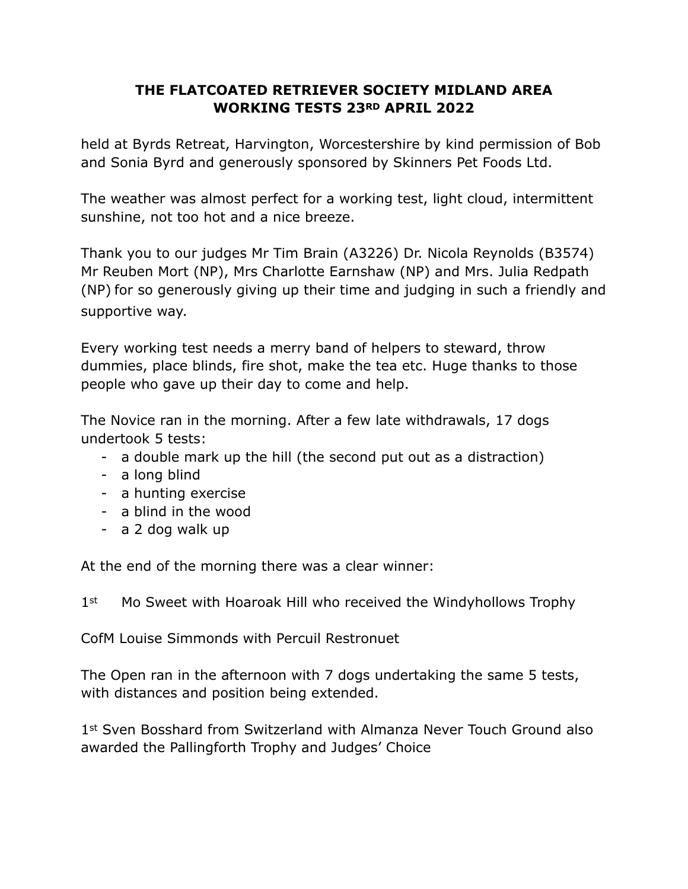# THE FLATCOATED RETRIEVER SOCIETY MIDLAND AREA WORKING TESTS 23RD APRIL 2022

held at Byrds Retreat, Harvington, Worcestershire by kind permission of Bob and Sonia Byrd and generously sponsored by Skinners Pet Foods Ltd.

The weather was almost perfect for a working test, light cloud, intermittent sunshine, not too hot and a nice breeze.

Thank you to our judges Mr Tim Brain (A3226) Dr. Nicola Reynolds (B3574) Mr Reuben Mort (NP), Mrs Charlotte Earnshaw (NP) and Mrs. Julia Redpath (NP) for so generously giving up their time and judging in such a friendly and supportive way.

Every working test needs a merry band of helpers to steward, throw dummies, place blinds, fire shot, make the tea etc. Huge thanks to those people who gave up their day to come and help.

The Novice ran in the morning. After a few late withdrawals, 17 dogs undertook 5 tests:

- a double mark up the hill (the second put out as a distraction)
- a long blind
- a hunting exercise
- a blind in the wood
- a 2 dog walk up

At the end of the morning there was a clear winner:

1st Mo Sweet with Hoaroak Hill who received the Windyhollows Trophy

CofM Louise Simmonds with Percuil Restronuet

The Open ran in the afternoon with 7 dogs undertaking the same 5 tests, with distances and position being extended.

1st Sven Bosshard from Switzerland with Almanza Never Touch Ground also awarded the Pallingforth Trophy and Judges' Choice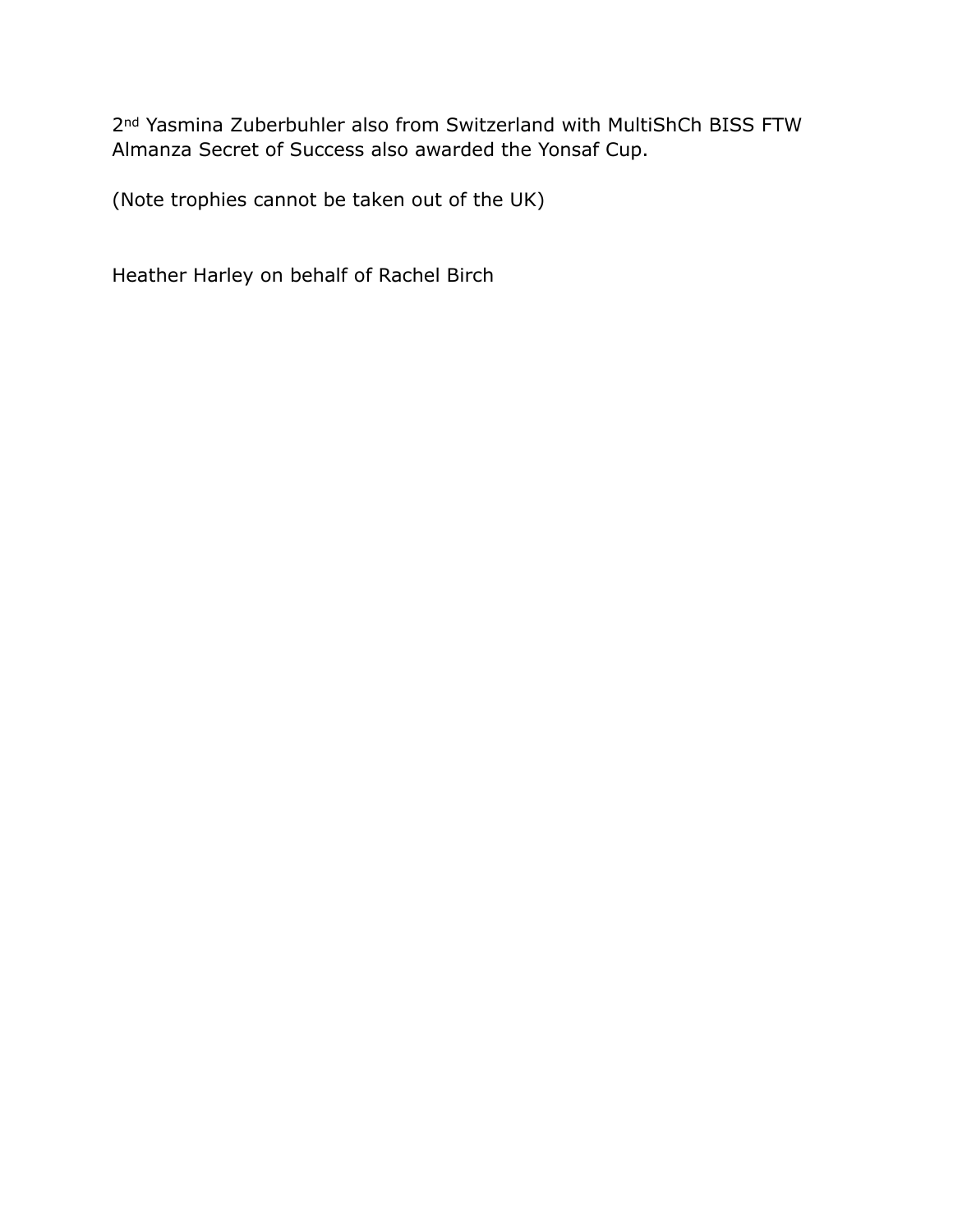2nd Yasmina Zuberbuhler also from Switzerland with MultiShCh BISS FTW Almanza Secret of Success also awarded the Yonsaf Cup.

(Note trophies cannot be taken out of the UK)

Heather Harley on behalf of Rachel Birch